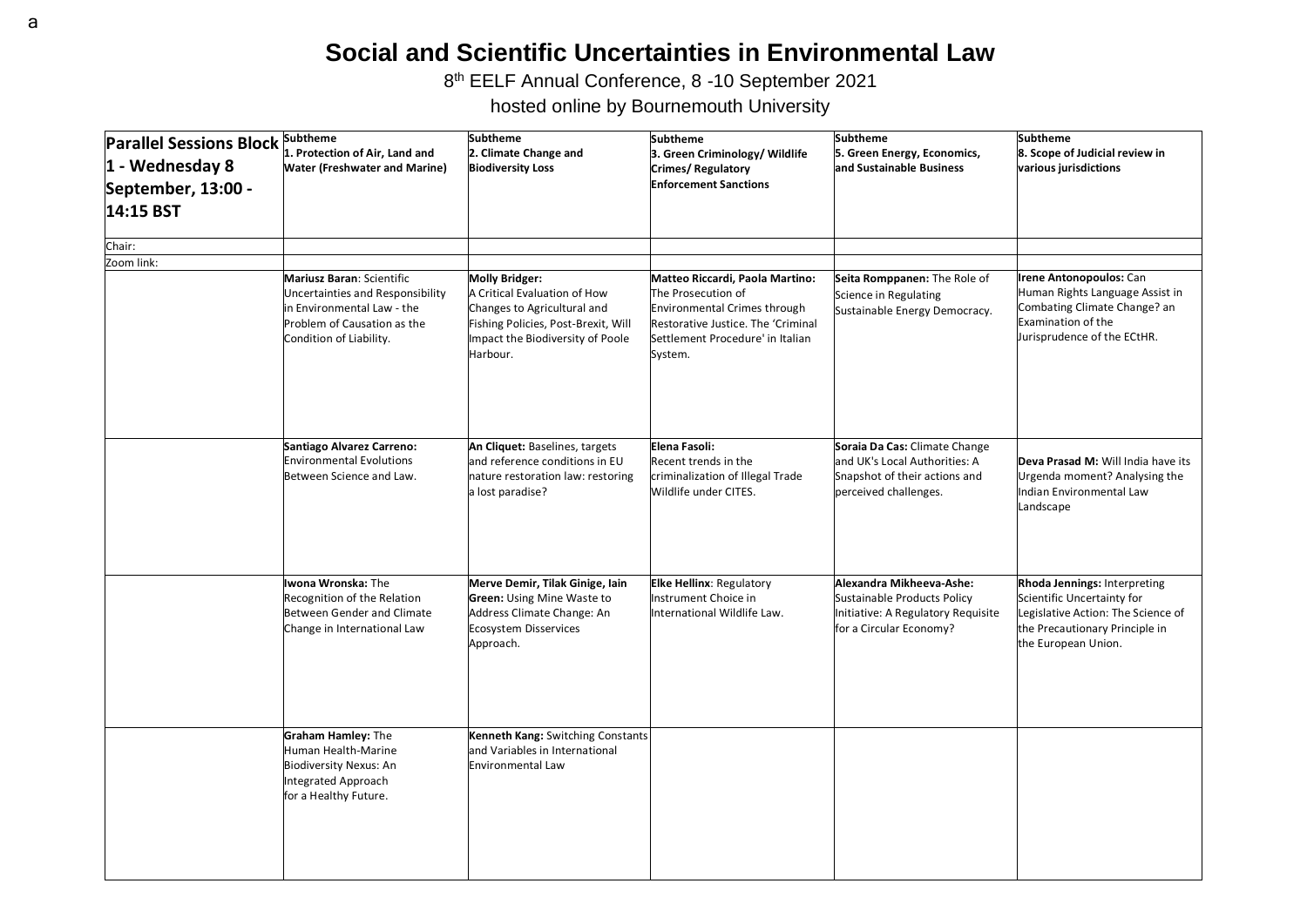a

# Social and Scientific Uncertainties in Environmental Law

8th EELF Annual Conference, 8 -10 September 2021

hosted online by Bournemouth University

| **Parallel Sessions Block 1 - Wednesday 8 September, 13:00 - 14:15 BST** | **Subtheme 1. Protection of Air, Land and Water (Freshwater and Marine)** | **Subtheme 2. Climate Change and Biodiversity Loss** | **Subtheme 3. Green Criminology/ Wildlife Crimes/ Regulatory Enforcement Sanctions** | **Subtheme 5. Green Energy, Economics, and Sustainable Business** | **Subtheme 8. Scope of Judicial review in various jurisdictions** |
|---|---|---|---|---|---|
| Chair: | | | | | |
| Zoom link: | | | | | |
| | **Mariusz Baran**: Scientific Uncertainties and Responsibility in Environmental Law - the Problem of Causation as the Condition of Liability. | **Molly Bridger:** A Critical Evaluation of How Changes to Agricultural and Fishing Policies, Post-Brexit, Will Impact the Biodiversity of Poole Harbour. | **Matteo Riccardi, Paola Martino:** The Prosecution of Environmental Crimes through Restorative Justice. The 'Criminal Settlement Procedure' in Italian System. | **Seita Romppanen:** The Role of Science in Regulating Sustainable Energy Democracy. | **Irene Antonopoulos:** Can Human Rights Language Assist in Combating Climate Change? an Examination of the Jurisprudence of the ECtHR. |
| | **Santiago Alvarez Carreno:** Environmental Evolutions Between Science and Law. | **An Cliquet:** Baselines, targets and reference conditions in EU nature restoration law: restoring a lost paradise? | **Elena Fasoli:** Recent trends in the criminalization of Illegal Trade Wildlife under CITES. | **Soraia Da Cas:** Climate Change and UK's Local Authorities: A Snapshot of their actions and perceived challenges. | **Deva Prasad M:** Will India have its Urgenda moment? Analysing the Indian Environmental Law Landscape |
| | **Iwona Wronska:** The Recognition of the Relation Between Gender and Climate Change in International Law | **Merve Demir, Tilak Ginige, Iain Green:** Using Mine Waste to Address Climate Change: An Ecosystem Disservices Approach. | **Elke Hellinx**: Regulatory Instrument Choice in International Wildlife Law. | **Alexandra Mikheeva-Ashe:** Sustainable Products Policy Initiative: A Regulatory Requisite for a Circular Economy? | **Rhoda Jennings:** Interpreting Scientific Uncertainty for Legislative Action: The Science of the Precautionary Principle in the European Union. |
| | **Graham Hamley:** The Human Health-Marine Biodiversity Nexus: An Integrated Approach for a Healthy Future. | **Kenneth Kang:** Switching Constants and Variables in International Environmental Law | | | |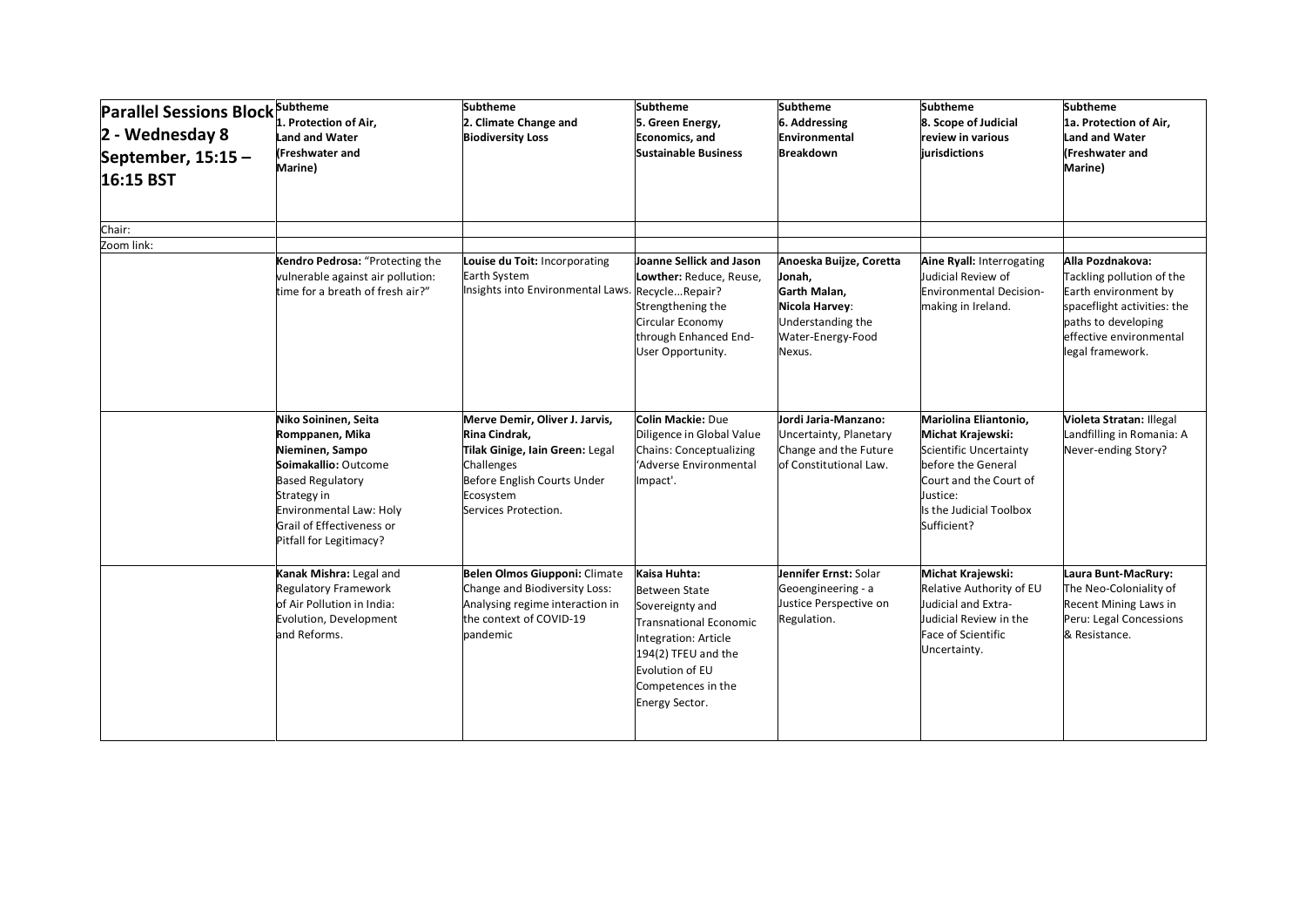| Parallel Sessions Block 2 - Wednesday 8 September, 15:15 – 16:15 BST | **Subtheme 1. Protection of Air, Land and Water (Freshwater and Marine)** | **Subtheme 2. Climate Change and Biodiversity Loss** | **Subtheme 5. Green Energy, Economics, and Sustainable Business** | **Subtheme 6. Addressing Environmental Breakdown** | **Subtheme 8. Scope of Judicial review in various jurisdictions** | **Subtheme 1a. Protection of Air, Land and Water (Freshwater and Marine)** |
|---|---|---|---|---|---|---|
| Chair: | | | | | | |
| Zoom link: | | | | | | |
| | **Kendro Pedrosa:** "Protecting the vulnerable against air pollution: time for a breath of fresh air?" | **Louise du Toit:** Incorporating Earth System Insights into Environmental Laws. | **Joanne Sellick and Jason Lowther:** Reduce, Reuse, Recycle...Repair? Strengthening the Circular Economy through Enhanced End-User Opportunity. | **Anoeska Buijze, Coretta Jonah, Garth Malan, Nicola Harvey**: Understanding the Water-Energy-Food Nexus. | **Aine Ryall:** Interrogating Judicial Review of Environmental Decision-making in Ireland. | **Alla Pozdnakova:** Tackling pollution of the Earth environment by spaceflight activities: the paths to developing effective environmental legal framework. |
| | **Niko Soininen, Seita Romppanen, Mika Nieminen, Sampo Soimakallio:** Outcome Based Regulatory Strategy in Environmental Law: Holy Grail of Effectiveness or Pitfall for Legitimacy? | **Merve Demir, Oliver J. Jarvis, Rina Cindrak, Tilak Ginige, Iain Green:** Legal Challenges Before English Courts Under Ecosystem Services Protection. | **Colin Mackie:** Due Diligence in Global Value Chains: Conceptualizing 'Adverse Environmental Impact'. | **Jordi Jaria-Manzano:** Uncertainty, Planetary Change and the Future of Constitutional Law. | **Mariolina Eliantonio, Michat Krajewski:** Scientific Uncertainty before the General Court and the Court of Justice: Is the Judicial Toolbox Sufficient? | **Violeta Stratan:** Illegal Landfilling in Romania: A Never-ending Story? |
| | **Kanak Mishra:** Legal and Regulatory Framework of Air Pollution in India: Evolution, Development and Reforms. | **Belen Olmos Giupponi:** Climate Change and Biodiversity Loss: Analysing regime interaction in the context of COVID-19 pandemic | **Kaisa Huhta:** Between State Sovereignty and Transnational Economic Integration: Article 194(2) TFEU and the Evolution of EU Competences in the Energy Sector. | **Jennifer Ernst:** Solar Geoengineering - a Justice Perspective on Regulation. | **Michat Krajewski:** Relative Authority of EU Judicial and Extra-Judicial Review in the Face of Scientific Uncertainty. | **Laura Bunt-MacRury:** The Neo-Coloniality of Recent Mining Laws in Peru: Legal Concessions & Resistance. |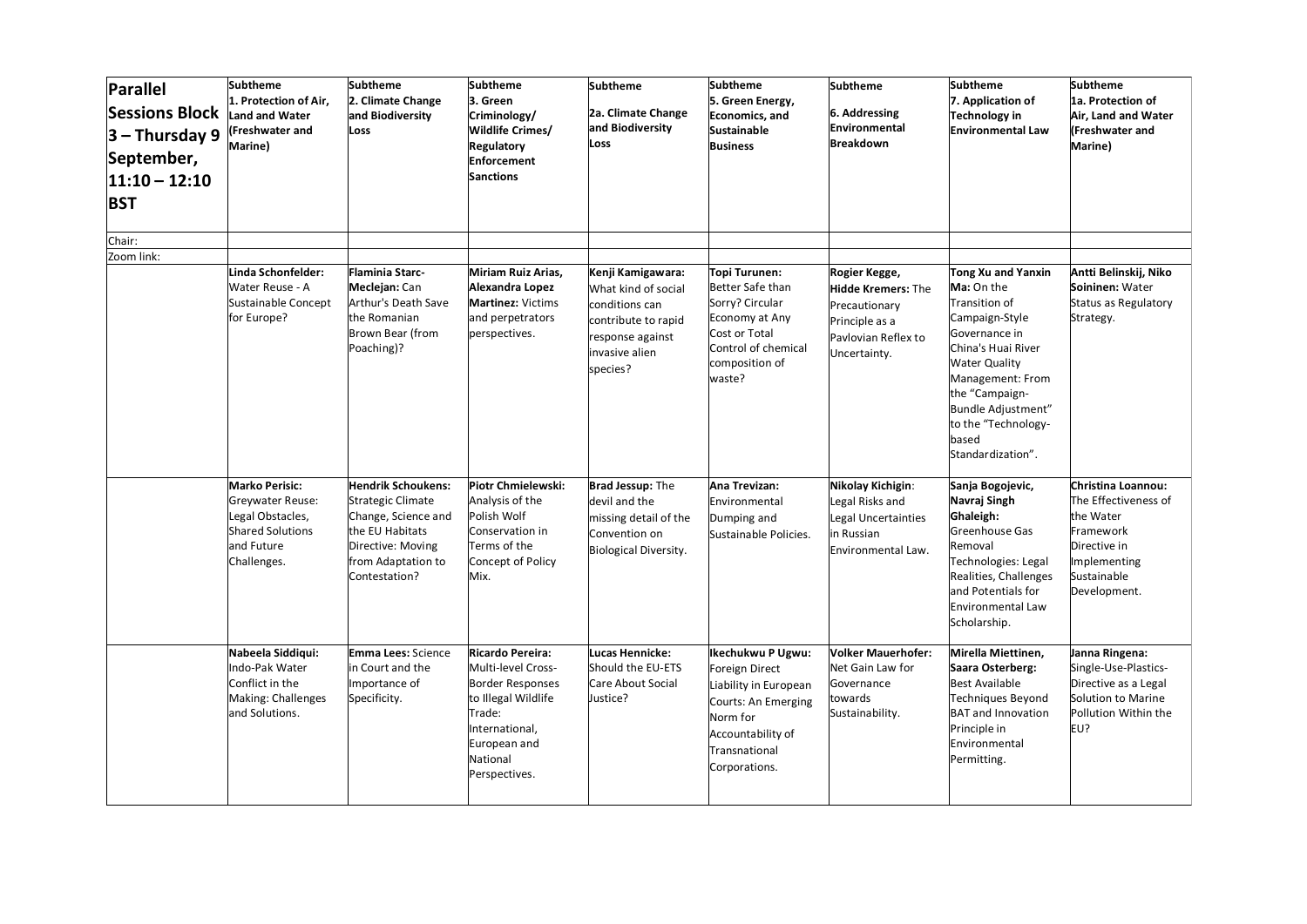| **Parallel Sessions Block 3 – Thursday 9 September, 11:10 – 12:10 BST** | **Subtheme 1. Protection of Air, Land and Water (Freshwater and Marine)** | **Subtheme 2. Climate Change and Biodiversity Loss** | **Subtheme 3. Green Criminology/ Wildlife Crimes/ Regulatory Enforcement Sanctions** | **Subtheme 2a. Climate Change and Biodiversity Loss** | **Subtheme 5. Green Energy, Economics, and Sustainable Business** | **Subtheme 6. Addressing Environmental Breakdown** | **Subtheme 7. Application of Technology in Environmental Law** | **Subtheme 1a. Protection of Air, Land and Water (Freshwater and Marine)** |
|---|---|---|---|---|---|---|---|---|
| Chair: | | | | | | | | |
| Zoom link: | | | | | | | | |
| | **Linda Schonfelder:** Water Reuse - A Sustainable Concept for Europe? | **Flaminia Starc-Meclejan:** Can Arthur's Death Save the Romanian Brown Bear (from Poaching)? | **Miriam Ruiz Arias, Alexandra Lopez Martinez:** Victims and perpetrators perspectives. | **Kenji Kamigawara:** What kind of social conditions can contribute to rapid response against invasive alien species? | **Topi Turunen:** Better Safe than Sorry? Circular Economy at Any Cost or Total Control of chemical composition of waste? | **Rogier Kegge, Hidde Kremers:** The Precautionary Principle as a Pavlovian Reflex to Uncertainty. | **Tong Xu and Yanxin Ma:** On the Transition of Campaign-Style Governance in China's Huai River Water Quality Management: From the "Campaign-Bundle Adjustment" to the "Technology-based Standardization". | **Antti Belinskij, Niko Soininen:** Water Status as Regulatory Strategy. |
| | **Marko Perisic:** Greywater Reuse: Legal Obstacles, Shared Solutions and Future Challenges. | **Hendrik Schoukens:** Strategic Climate Change, Science and the EU Habitats Directive: Moving from Adaptation to Contestation? | **Piotr Chmielewski:** Analysis of the Polish Wolf Conservation in Terms of the Concept of Policy Mix. | **Brad Jessup:** The devil and the missing detail of the Convention on Biological Diversity. | **Ana Trevizan:** Environmental Dumping and Sustainable Policies. | **Nikolay Kichigin:** Legal Risks and Legal Uncertainties in Russian Environmental Law. | **Sanja Bogojevic, Navraj Singh Ghaleigh:** Greenhouse Gas Removal Technologies: Legal Realities, Challenges and Potentials for Environmental Law Scholarship. | **Christina Loannou:** The Effectiveness of the Water Framework Directive in Implementing Sustainable Development. |
| | **Nabeela Siddiqui:** Indo-Pak Water Conflict in the Making: Challenges and Solutions. | **Emma Lees:** Science in Court and the Importance of Specificity. | **Ricardo Pereira:** Multi-level Cross-Border Responses to Illegal Wildlife Trade: International, European and National Perspectives. | **Lucas Hennicke:** Should the EU-ETS Care About Social Justice? | **Ikechukwu P Ugwu:** Foreign Direct Liability in European Courts: An Emerging Norm for Accountability of Transnational Corporations. | **Volker Mauerhofer:** Net Gain Law for Governance towards Sustainability. | **Mirella Miettinen, Saara Osterberg:** Best Available Techniques Beyond BAT and Innovation Principle in Environmental Permitting. | **Janna Ringena:** Single-Use-Plastics-Directive as a Legal Solution to Marine Pollution Within the EU? |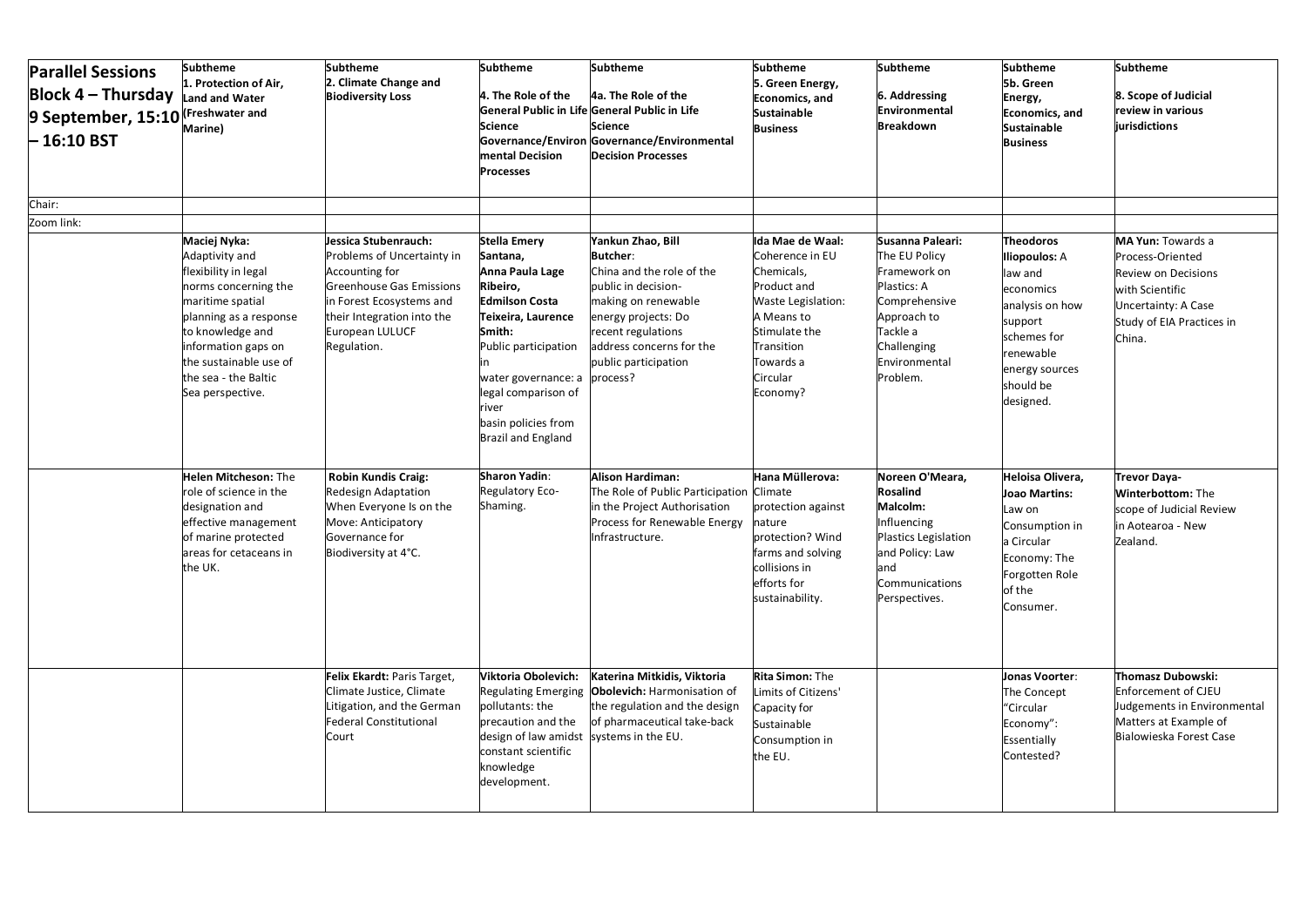| Parallel Sessions Block 4 – Thursday 9 September, 15:10 – 16:10 BST | Subtheme 1. Protection of Air, Land and Water (Freshwater and Marine) | Subtheme 2. Climate Change and Biodiversity Loss | Subtheme 4. The Role of the General Public in Life Science Governance/Environmental Decision Processes | Subtheme 4a. The Role of the General Public in Life Science Governance/Environmental Decision Processes | Subtheme 5. Green Energy, Economics, and Sustainable Business | Subtheme 6. Addressing Environmental Breakdown | Subtheme 5b. Green Energy, Economics, and Sustainable Business | Subtheme 8. Scope of Judicial review in various jurisdictions |
|---|---|---|---|---|---|---|---|---|
| Chair: | | | | | | | | |
| Zoom link: | | | | | | | | |
| | **Maciej Nyka:** Adaptivity and flexibility in legal norms concerning the maritime spatial planning as a response to knowledge and information gaps on the sustainable use of the sea - the Baltic Sea perspective. | **Jessica Stubenrauch:** Problems of Uncertainty in Accounting for Greenhouse Gas Emissions in Forest Ecosystems and their Integration into the European LULUCF Regulation. | **Stella Emery Santana, Anna Paula Lage Ribeiro, Edmilson Costa Teixeira, Laurence Smith:** Public participation in water governance: a legal comparison of river basin policies from Brazil and England | **Yankun Zhao, Bill Butcher**: China and the role of the public in decision-making on renewable energy projects: Do recent regulations address concerns for the public participation process? | **Ida Mae de Waal:** Coherence in EU Chemicals, Product and Waste Legislation: A Means to Stimulate the Transition Towards a Circular Economy? | **Susanna Paleari:** The EU Policy Framework on Plastics: A Comprehensive Approach to Tackle a Challenging Environmental Problem. | **Theodoros Iliopoulos:** A law and economics analysis on how support schemes for renewable energy sources should be designed. | **MA Yun:** Towards a Process-Oriented Review on Decisions with Scientific Uncertainty: A Case Study of EIA Practices in China. |
| | **Helen Mitcheson:** The role of science in the designation and effective management of marine protected areas for cetaceans in the UK. | **Robin Kundis Craig:** Redesign Adaptation When Everyone Is on the Move: Anticipatory Governance for Biodiversity at 4°C. | **Sharon Yadin**: Regulatory Eco-Shaming. | **Alison Hardiman:** The Role of Public Participation in the Project Authorisation Process for Renewable Energy Infrastructure. | **Hana Müllerova:** Climate protection against nature protection? Wind farms and solving collisions in efforts for sustainability. | **Noreen O'Meara, Rosalind Malcolm:** Influencing Plastics Legislation and Policy: Law and Communications Perspectives. | **Heloisa Olivera, Joao Martins:** Law on Consumption in a Circular Economy: The Forgotten Role of the Consumer. | **Trevor Daya-Winterbottom:** The scope of Judicial Review in Aotearoa - New Zealand. |
| | | **Felix Ekardt:** Paris Target, Climate Justice, Climate Litigation, and the German Federal Constitutional Court | **Viktoria Obolevich:** Regulating Emerging pollutants: the precaution and the design of law amidst constant scientific knowledge development. | **Katerina Mitkidis, Viktoria Obolevich:** Harmonisation of the regulation and the design of pharmaceutical take-back systems in the EU. | **Rita Simon:** The Limits of Citizens' Capacity for Sustainable Consumption in the EU. | | **Jonas Voorter**: The Concept "Circular Economy": Essentially Contested? | **Thomasz Dubowski:** Enforcement of CJEU Judgements in Environmental Matters at Example of Bialowieska Forest Case |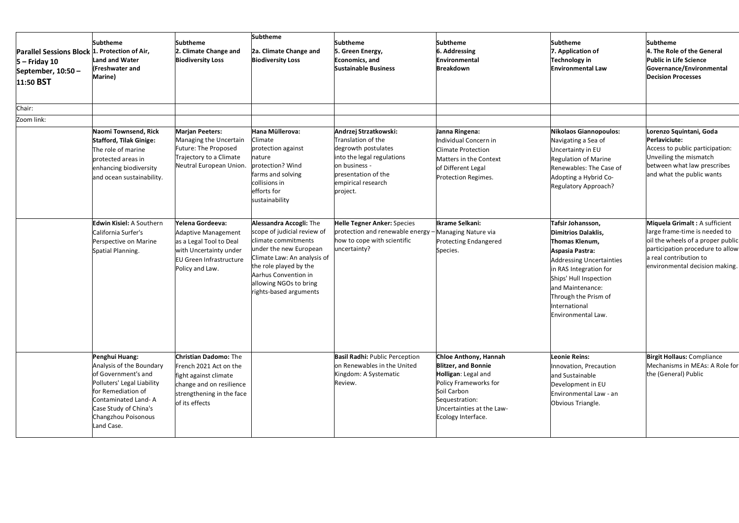| Parallel Sessions Block 5 – Friday 10 September, 10:50 – 11:50 **BST** | **Subtheme 1. Protection of Air, Land and Water (Freshwater and Marine)** | **Subtheme 2. Climate Change and Biodiversity Loss** | **Subtheme 2a. Climate Change and Biodiversity Loss** | **Subtheme 5. Green Energy, Economics, and Sustainable Business** | **Subtheme 6. Addressing Environmental Breakdown** | **Subtheme 7. Application of Technology in Environmental Law** | **Subtheme 4. The Role of the General Public in Life Science Governance/Environmental Decision Processes** |
|---|---|---|---|---|---|---|---|
| Chair: | | | | | | | |
| Zoom link: | | | | | | | |
| | **Naomi Townsend, Rick Stafford, Tilak Ginige:** The role of marine protected areas in enhancing biodiversity and ocean sustainability. | **Marjan Peeters:** Managing the Uncertain Future: The Proposed Trajectory to a Climate Neutral European Union. | **Hana Müllerova:** Climate protection against nature protection? Wind farms and solving collisions in efforts for sustainability | **Andrzej Strzatkowski:** Translation of the degrowth postulates into the legal regulations on business - presentation of the empirical research project. | **Janna Ringena:** Individual Concern in Climate Protection Matters in the Context of Different Legal Protection Regimes. | **Nikolaos Giannopoulos:** Navigating a Sea of Uncertainty in EU Regulation of Marine Renewables: The Case of Adopting a Hybrid Co-Regulatory Approach? | **Lorenzo Squintani, Goda Perlaviciute:** Access to public participation: Unveiling the mismatch between what law prescribes and what the public wants |
| | **Edwin Kisiel:** A Southern California Surfer's Perspective on Marine Spatial Planning. | **Yelena Gordeeva:** Adaptive Management as a Legal Tool to Deal with Uncertainty under EU Green Infrastructure Policy and Law. | **Alessandra Accogli:** The scope of judicial review of climate commitments under the new European Climate Law: An analysis of the role played by the Aarhus Convention in allowing NGOs to bring rights-based arguments | **Helle Tegner Anker:** Species protection and renewable energy – how to cope with scientific uncertainty? | **Ikrame Selkani:** Managing Nature via Protecting Endangered Species. | **Tafsir Johansson, Dimitrios Dalaklis, Thomas Klenum, Aspasia Pastra:** Addressing Uncertainties in RAS Integration for Ships' Hull Inspection and Maintenance: Through the Prism of International Environmental Law. | **Miquela Grimalt :** A sufficient large frame-time is needed to oil the wheels of a proper public participation procedure to allow a real contribution to environmental decision making. |
| | **Penghui Huang:** Analysis of the Boundary of Government's and Polluters' Legal Liability for Remediation of Contaminated Land- A Case Study of China's Changzhou Poisonous Land Case. | **Christian Dadomo:** The French 2021 Act on the fight against climate change and on resilience strengthening in the face of its effects | | **Basil Radhi:** Public Perception on Renewables in the United Kingdom: A Systematic Review. | **Chloe Anthony, Hannah Blitzer, and Bonnie Holligan**: Legal and Policy Frameworks for Soil Carbon Sequestration: Uncertainties at the Law-Ecology Interface. | **Leonie Reins:** Innovation, Precaution and Sustainable Development in EU Environmental Law - an Obvious Triangle. | **Birgit Hollaus:** Compliance Mechanisms in MEAs: A Role for the (General) Public |